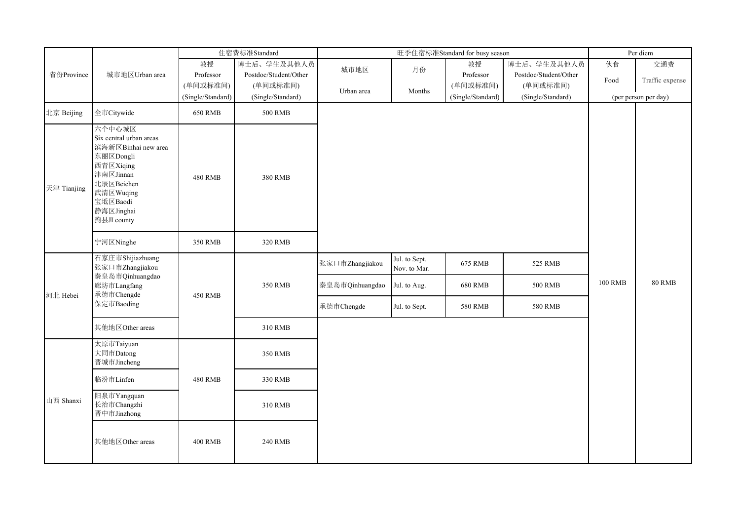| 省份Province | 城市地区Urban area | 住宿费标准Standard | | 旺季住宿标准Standard for busy season | | | | Per diem | |
|---|---|---|---|---|---|---|---|---|---|
| | | 教授 Professor (单间或标准间) (Single/Standard) | 博士后、学生及其他人员 Postdoc/Student/Other (单间或标准间) (Single/Standard) | 城市地区 Urban area | 月份 Months | 教授 Professor (单间或标准间) (Single/Standard) | 博士后、学生及其他人员 Postdoc/Student/Other (单间或标准间) (Single/Standard) | 伙食 Food | 交通费 Traffic expense |
| | | | | | | | | (per person per day) | |
| 北京 Beijing | 全市Citywide | 650 RMB | 500 RMB | | | | | 100 RMB | 80 RMB |
| 天津 Tianjing | 六个中心城区 Six central urban areas 滨海新区Binhai new area 东丽区Dongli 西青区Xiqing 津南区Jinnan 北辰区Beichen 武清区Wuqing 宝坻区Baodi 静海区Jinghai 蓟县JI county | 480 RMB | 380 RMB | | | | | | |
| | 宁河区Ninghe | 350 RMB | 320 RMB | | | | | | |
| 河北 Hebei | 石家庄市Shijiazhuang 张家口市Zhangjiakou 秦皇岛市Qinhuangdao 廊坊市Langfang 承德市Chengde 保定市Baoding | 450 RMB | 350 RMB | 张家口市Zhangjiakou | Jul. to Sept. Nov. to Mar. | 675 RMB | 525 RMB | | |
| | | | | 秦皇岛市Qinhuangdao | Jul. to Aug. | 680 RMB | 500 RMB | | |
| | | | | 承德市Chengde | Jul. to Sept. | 580 RMB | 580 RMB | | |
| | 其他地区Other areas | | 310 RMB | | | | | | |
| 山西 Shanxi | 太原市Taiyuan 大同市Datong 晋城市Jincheng | 480 RMB | 350 RMB | | | | | | |
| | 临汾市Linfen | | 330 RMB | | | | | | |
| | 阳泉市Yangquan 长治市Changzhi 晋中市Jinzhong | | 310 RMB | | | | | | |
| | 其他地区Other areas | 400 RMB | 240 RMB | | | | | | |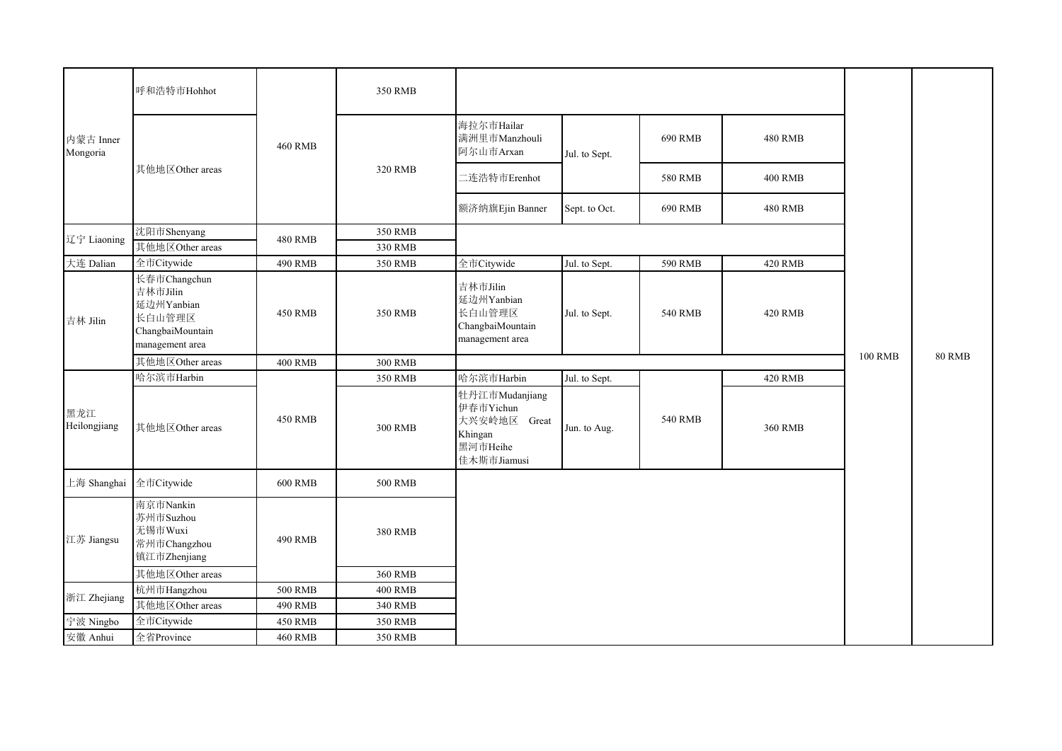| | | | | | | | | | |
|---|---|---|---|---|---|---|---|---|---|
| 内蒙古 Inner Mongoria | 呼和浩特市Hohhot | 460 RMB | 350 RMB | | | | | 100 RMB | 80 RMB |
| | 其他地区Other areas | | 320 RMB | 海拉尔市Hailar 满洲里市Manzhouli 阿尔山市Arxan | Jul. to Sept. | 690 RMB | 480 RMB | | |
| | | | | 二连浩特市Erenhot | | 580 RMB | 400 RMB | | |
| | | | | 额济纳旗Ejin Banner | Sept. to Oct. | 690 RMB | 480 RMB | | |
| 辽宁 Liaoning | 沈阳市Shenyang | 480 RMB | 350 RMB | | | | | | |
| | 其他地区Other areas | | 330 RMB | | | | | | |
| 大连 Dalian | 全市Citywide | 490 RMB | 350 RMB | 全市Citywide | Jul. to Sept. | 590 RMB | 420 RMB | | |
| 吉林 Jilin | 长春市Changchun 吉林市Jilin 延边州Yanbian 长白山管理区 ChangbaiMountain management area | 450 RMB | 350 RMB | 吉林市Jilin 延边州Yanbian 长白山管理区 ChangbaiMountain management area | Jul. to Sept. | 540 RMB | 420 RMB | | |
| | 其他地区Other areas | 400 RMB | 300 RMB | | | | | | |
| 黑龙江 Heilongjiang | 哈尔滨市Harbin | 450 RMB | 350 RMB | 哈尔滨市Harbin | Jul. to Sept. | 540 RMB | 420 RMB | | |
| | 其他地区Other areas | | 300 RMB | 牡丹江市Mudanjiang 伊春市Yichun 大兴安岭地区 Great Khingan 黑河市Heihe 佳木斯市Jiamusi | Jun. to Aug. | | 360 RMB | | |
| 上海 Shanghai | 全市Citywide | 600 RMB | 500 RMB | | | | | | |
| 江苏 Jiangsu | 南京市Nankin 苏州市Suzhou 无锡市Wuxi 常州市Changzhou 镇江市Zhenjiang | 490 RMB | 380 RMB | | | | | | |
| | 其他地区Other areas | | 360 RMB | | | | | | |
| 浙江 Zhejiang | 杭州市Hangzhou | 500 RMB | 400 RMB | | | | | | |
| | 其他地区Other areas | 490 RMB | 340 RMB | | | | | | |
| 宁波 Ningbo | 全市Citywide | 450 RMB | 350 RMB | | | | | | |
| 安徽 Anhui | 全省Province | 460 RMB | 350 RMB | | | | | | |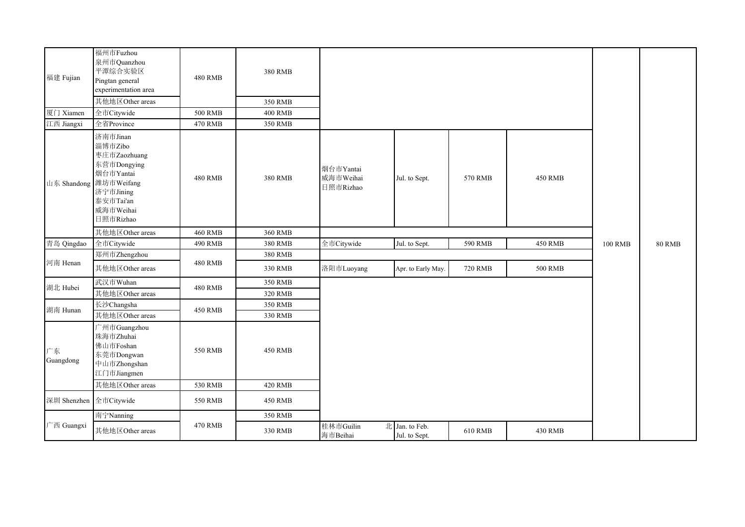| | | | | | | | | | |
|---|---|---|---|---|---|---|---|---|---|
| 福建 Fujian | 福州市Fuzhou<br>泉州市Quanzhou<br>平潭综合实验区<br>Pingtan general experimentation area | 480 RMB | 380 RMB | | | | | 100 RMB | 80 RMB |
| | 其他地区Other areas | | 350 RMB | | | | | | |
| 厦门 Xiamen | 全市Citywide | 500 RMB | 400 RMB | | | | | | |
| 江西 Jiangxi | 全省Province | 470 RMB | 350 RMB | | | | | | |
| 山东 Shandong | 济南市Jinan<br>淄博市Zibo<br>枣庄市Zaozhuang<br>东营市Dongying<br>烟台市Yantai<br>潍坊市Weifang<br>济宁市Jining<br>泰安市Tai'an<br>威海市Weihai<br>日照市Rizhao | 480 RMB | 380 RMB | 烟台市Yantai<br>威海市Weihai<br>日照市Rizhao | Jul. to Sept. | 570 RMB | 450 RMB | | |
| | 其他地区Other areas | 460 RMB | 360 RMB | | | | | | |
| 青岛 Qingdao | 全市Citywide | 490 RMB | 380 RMB | 全市Citywide | Jul. to Sept. | 590 RMB | 450 RMB | | |
| 河南 Henan | 郑州市Zhengzhou | 480 RMB | 380 RMB | | | | | | |
| | 其他地区Other areas | | 330 RMB | 洛阳市Luoyang | Apr. to Early May. | 720 RMB | 500 RMB | | |
| 湖北 Hubei | 武汉市Wuhan | 480 RMB | 350 RMB | | | | | | |
| | 其他地区Other areas | | 320 RMB | | | | | | |
| 湖南 Hunan | 长沙Changsha | 450 RMB | 350 RMB | | | | | | |
| | 其他地区Other areas | | 330 RMB | | | | | | |
| 广东 Guangdong | 广州市Guangzhou<br>珠海市Zhuhai<br>佛山市Foshan<br>东莞市Dongwan<br>中山市Zhongshan<br>江门市Jiangmen | 550 RMB | 450 RMB | | | | | | |
| | 其他地区Other areas | 530 RMB | 420 RMB | | | | | | |
| 深圳 Shenzhen | 全市Citywide | 550 RMB | 450 RMB | | | | | | |
| 广西 Guangxi | 南宁Nanning | 470 RMB | 350 RMB | | | | | | |
| | 其他地区Other areas | | 330 RMB | 桂林市Guilin 北海市Beihai | Jan. to Feb.<br>Jul. to Sept. | 610 RMB | 430 RMB | | |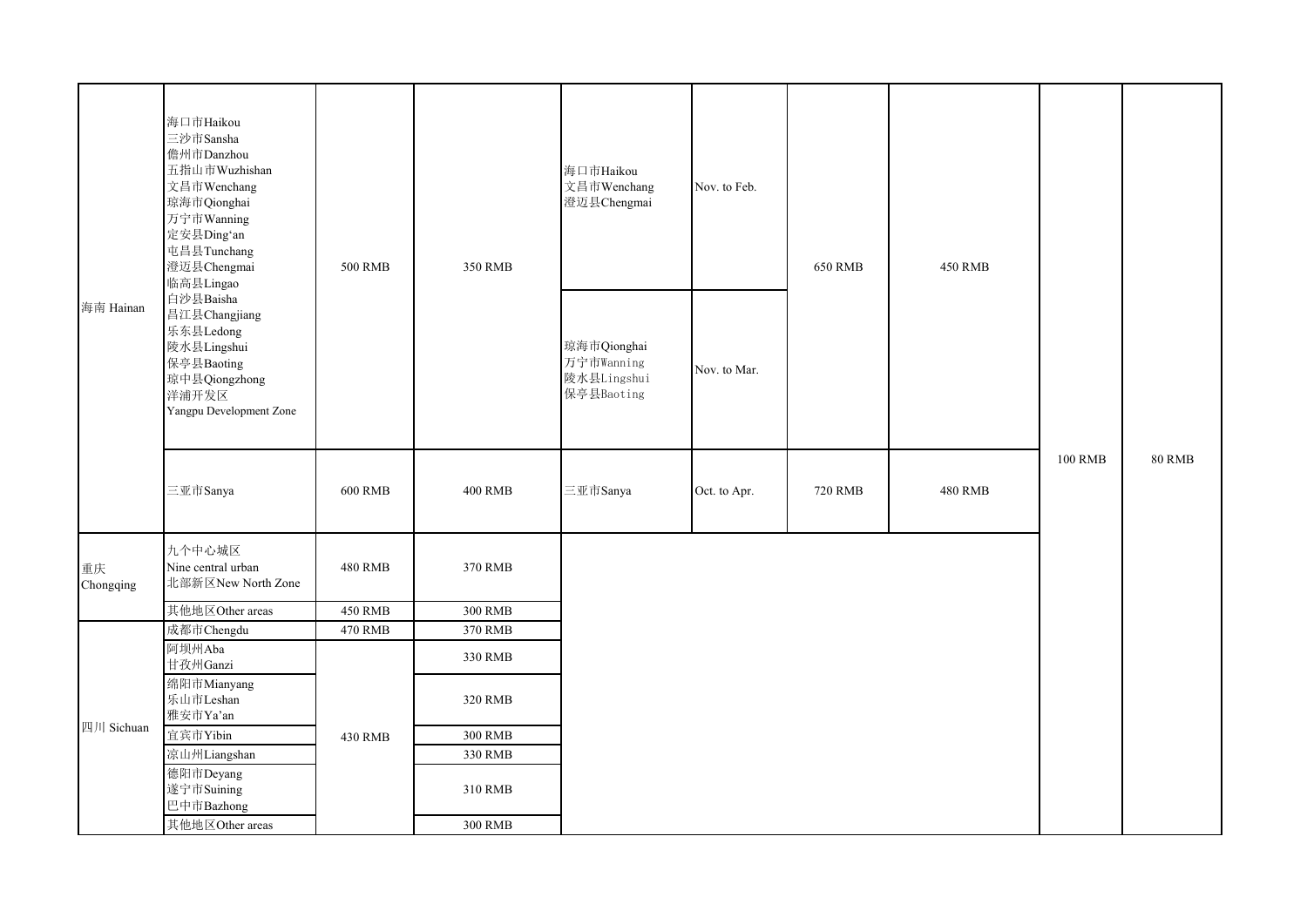| 海南 Hainan | 海口市Haikou<br>三沙市Sansha<br>儋州市Danzhou<br>五指山市Wuzhishan<br>文昌市Wenchang<br>琼海市Qionghai<br>万宁市Wanning<br>定安县Ding'an<br>屯昌县Tunchang<br>澄迈县Chengmai<br>临高县Lingao<br>白沙县Baisha<br>昌江县Changjiang<br>乐东县Ledong<br>陵水县Lingshui<br>保亭县Baoting<br>琼中县Qiongzhong<br>洋浦开发区<br>Yangpu Development Zone | 500 RMB | 350 RMB | 海口市Haikou<br>文昌市Wenchang<br>澄迈县Chengmai | Nov. to Feb. | 650 RMB | 450 RMB | 100 RMB | 80 RMB |
|---|---|---|---|---|---|---|---|---|---|
| | | | | 琼海市Qionghai<br>万宁市Wanning<br>陵水县Lingshui<br>保亭县Baoting | Nov. to Mar. | | | | |
| | 三亚市Sanya | 600 RMB | 400 RMB | 三亚市Sanya | Oct. to Apr. | 720 RMB | 480 RMB | | |
| 重庆<br>Chongqing | 九个中心城区<br>Nine central urban<br>北部新区New North Zone | 480 RMB | 370 RMB | | | | | | |
| | 其他地区Other areas | 450 RMB | 300 RMB | | | | | | |
| 四川 Sichuan | 成都市Chengdu | 470 RMB | 370 RMB | | | | | | |
| | 阿坝州Aba<br>甘孜州Ganzi | 430 RMB | 330 RMB | | | | | | |
| | 绵阳市Mianyang<br>乐山市Leshan<br>雅安市Ya'an | | 320 RMB | | | | | | |
| | 宜宾市Yibin | | 300 RMB | | | | | | |
| | 凉山州Liangshan | | 330 RMB | | | | | | |
| | 德阳市Deyang<br>遂宁市Suining<br>巴中市Bazhong | | 310 RMB | | | | | | |
| | 其他地区Other areas | | 300 RMB | | | | | | |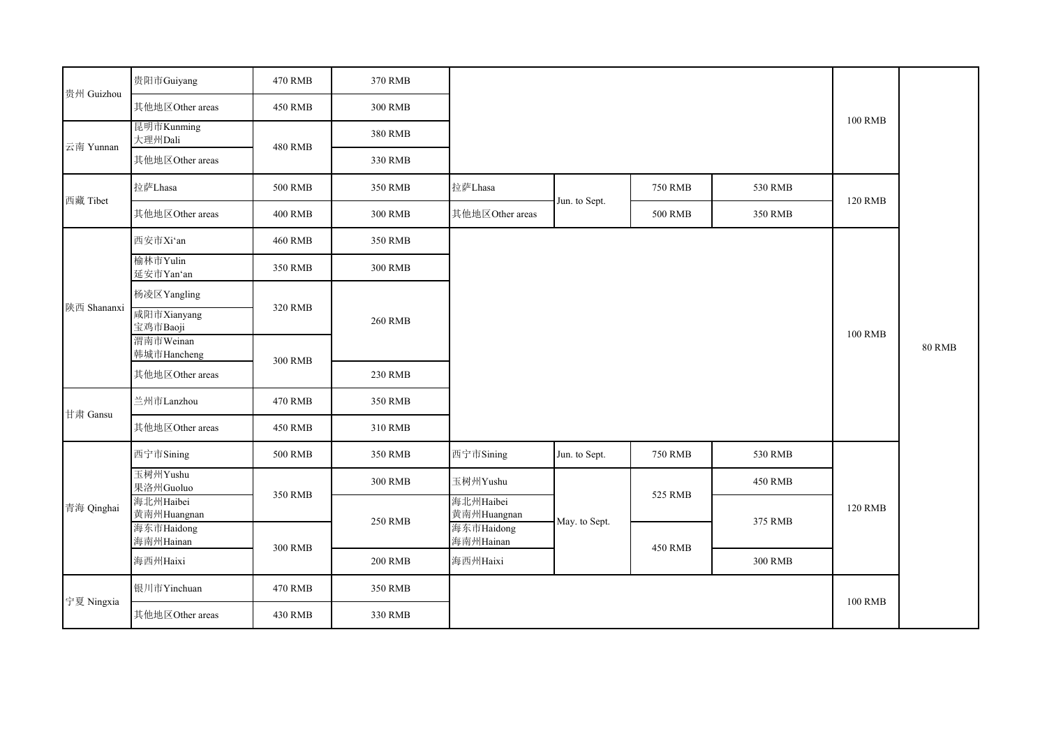| | | | | | | | | | |
|---|---|---|---|---|---|---|---|---|---|
| 贵州 Guizhou | 贵阳市Guiyang | 470 RMB | 370 RMB | | | | | 100 RMB | 80 RMB |
| | 其他地区Other areas | 450 RMB | 300 RMB | | | | | | |
| 云南 Yunnan | 昆明市Kunming<br>大理州Dali | 480 RMB | 380 RMB | | | | | | |
| | 其他地区Other areas | | 330 RMB | | | | | | |
| 西藏 Tibet | 拉萨Lhasa | 500 RMB | 350 RMB | 拉萨Lhasa | Jun. to Sept. | 750 RMB | 530 RMB | 120 RMB | |
| | 其他地区Other areas | 400 RMB | 300 RMB | 其他地区Other areas | | 500 RMB | 350 RMB | | |
| 陕西 Shananxi | 西安市Xi'an | 460 RMB | 350 RMB | | | | | 100 RMB | |
| | 榆林市Yulin<br>延安市Yan'an | 350 RMB | 300 RMB | | | | | | |
| | 杨凌区Yangling | 320 RMB | 260 RMB | | | | | | |
| | 咸阳市Xianyang<br>宝鸡市Baoji | | | | | | | | |
| | 渭南市Weinan<br>韩城市Hancheng | 300 RMB | | | | | | | |
| | 其他地区Other areas | | 230 RMB | | | | | | |
| 甘肃 Gansu | 兰州市Lanzhou | 470 RMB | 350 RMB | | | | | | |
| | 其他地区Other areas | 450 RMB | 310 RMB | | | | | | |
| 青海 Qinghai | 西宁市Sining | 500 RMB | 350 RMB | 西宁市Sining | Jun. to Sept. | 750 RMB | 530 RMB | 120 RMB | |
| | 玉树州Yushu<br>果洛州Guoluo | 350 RMB | 300 RMB | 玉树州Yushu | May. to Sept. | 525 RMB | 450 RMB | | |
| | 海北州Haibei<br>黄南州Huangnan | | 250 RMB | 海北州Haibei<br>黄南州Huangnan | | | 375 RMB | | |
| | 海东市Haidong<br>海南州Hainan | 300 RMB | | 海东市Haidong<br>海南州Hainan | | 450 RMB | | | |
| | 海西州Haixi | | 200 RMB | 海西州Haixi | | | 300 RMB | | |
| 宁夏 Ningxia | 银川市Yinchuan | 470 RMB | 350 RMB | | | | | 100 RMB | |
| | 其他地区Other areas | 430 RMB | 330 RMB | | | | | | |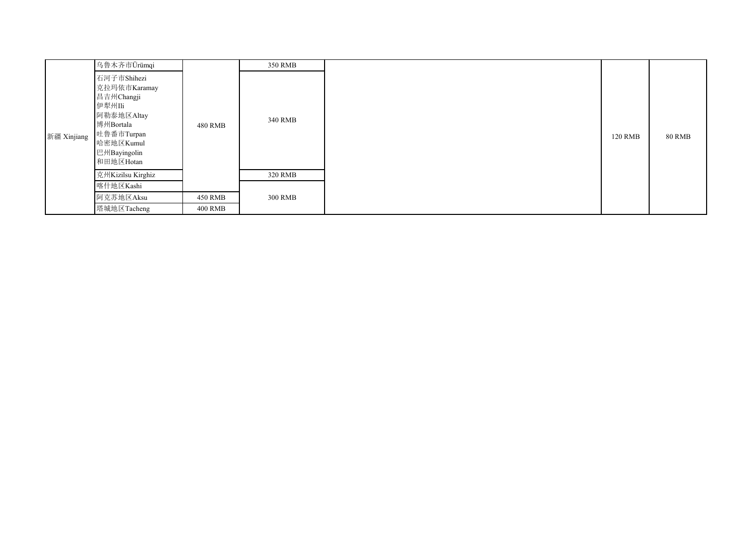| | | | | | | |
|---|---|---|---|---|---|---|
| 新疆 Xinjiang | 乌鲁木齐市Ürümqi | 480 RMB | 350 RMB | | 120 RMB | 80 RMB |
| | 石河子市Shihezi<br>克拉玛依市Karamay<br>昌吉州Changji<br>伊犁州Ili<br>阿勒泰地区Altay<br>博州Bortala<br>吐鲁番市Turpan<br>哈密地区Kumul<br>巴州Bayingolin<br>和田地区Hotan | | 340 RMB | | | |
| | 克州Kizilsu Kirghiz | | 320 RMB | | | |
| | 喀什地区Kashi | | 300 RMB | | | |
| | 阿克苏地区Aksu | 450 RMB | | | | |
| | 塔城地区Tacheng | 400 RMB | | | | |